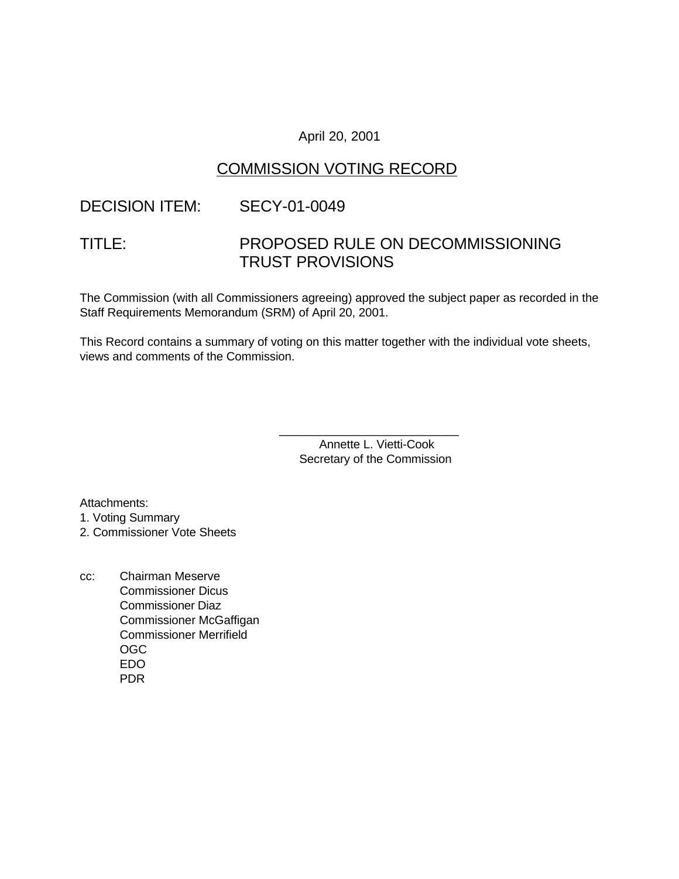April 20, 2001

## COMMISSION VOTING RECORD

DECISION ITEM: SECY-01-0049

TITLE: PROPOSED RULE ON DECOMMISSIONING TRUST PROVISIONS

The Commission (with all Commissioners agreeing) approved the subject paper as recorded in the Staff Requirements Memorandum (SRM) of April 20, 2001.

This Record contains a summary of voting on this matter together with the individual vote sheets, views and comments of the Commission.

\_\_\_\_\_\_\_\_\_\_\_\_\_\_\_\_\_\_\_\_\_\_\_\_\_\_\_\_
Annette L. Vietti-Cook
Secretary of the Commission

Attachments:
1. Voting Summary
2. Commissioner Vote Sheets

cc: Chairman Meserve
Commissioner Dicus
Commissioner Diaz
Commissioner McGaffigan
Commissioner Merrifield
OGC
EDO
PDR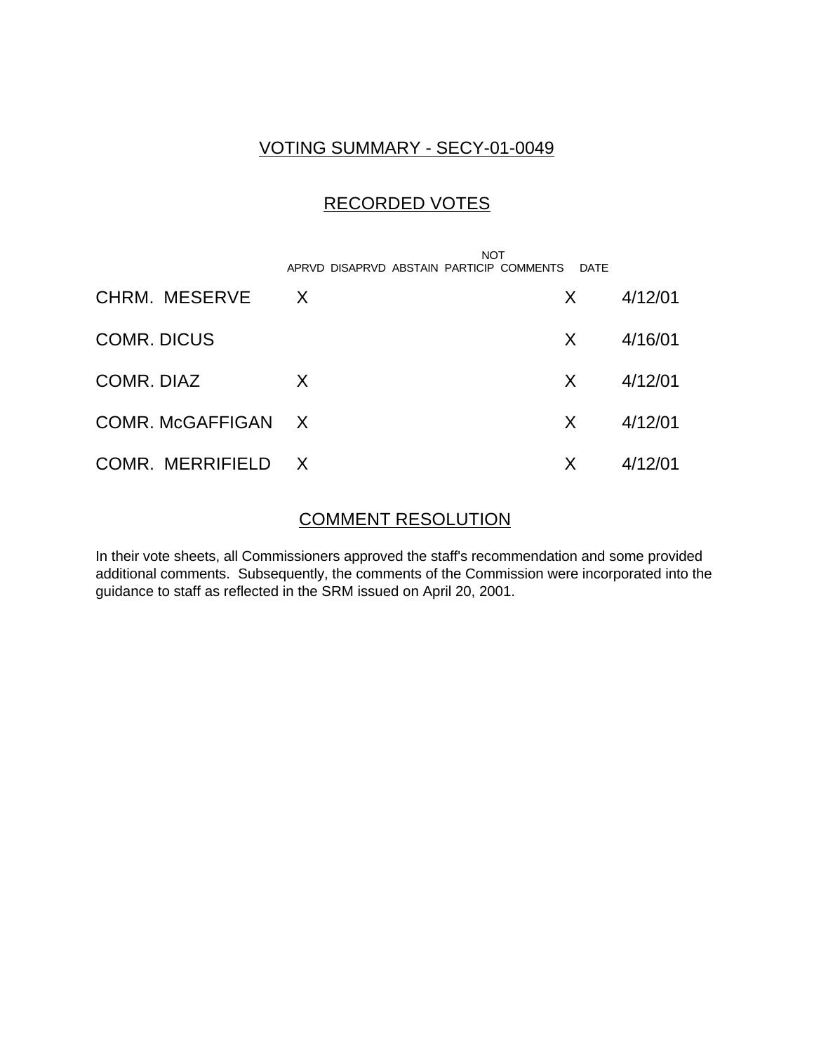## VOTING SUMMARY - SECY-01-0049

## RECORDED VOTES

| | APRVD | DISAPRVD | ABSTAIN | NOT PARTICIP | COMMENTS | DATE |
|---|---|---|---|---|---|---|
| CHRM. MESERVE | X | | | | X | 4/12/01 |
| COMR. DICUS | | | | | X | 4/16/01 |
| COMR. DIAZ | X | | | | X | 4/12/01 |
| COMR. McGAFFIGAN | X | | | | X | 4/12/01 |
| COMR. MERRIFIELD | X | | | | X | 4/12/01 |

## COMMENT RESOLUTION

In their vote sheets, all Commissioners approved the staff's recommendation and some provided additional comments. Subsequently, the comments of the Commission were incorporated into the guidance to staff as reflected in the SRM issued on April 20, 2001.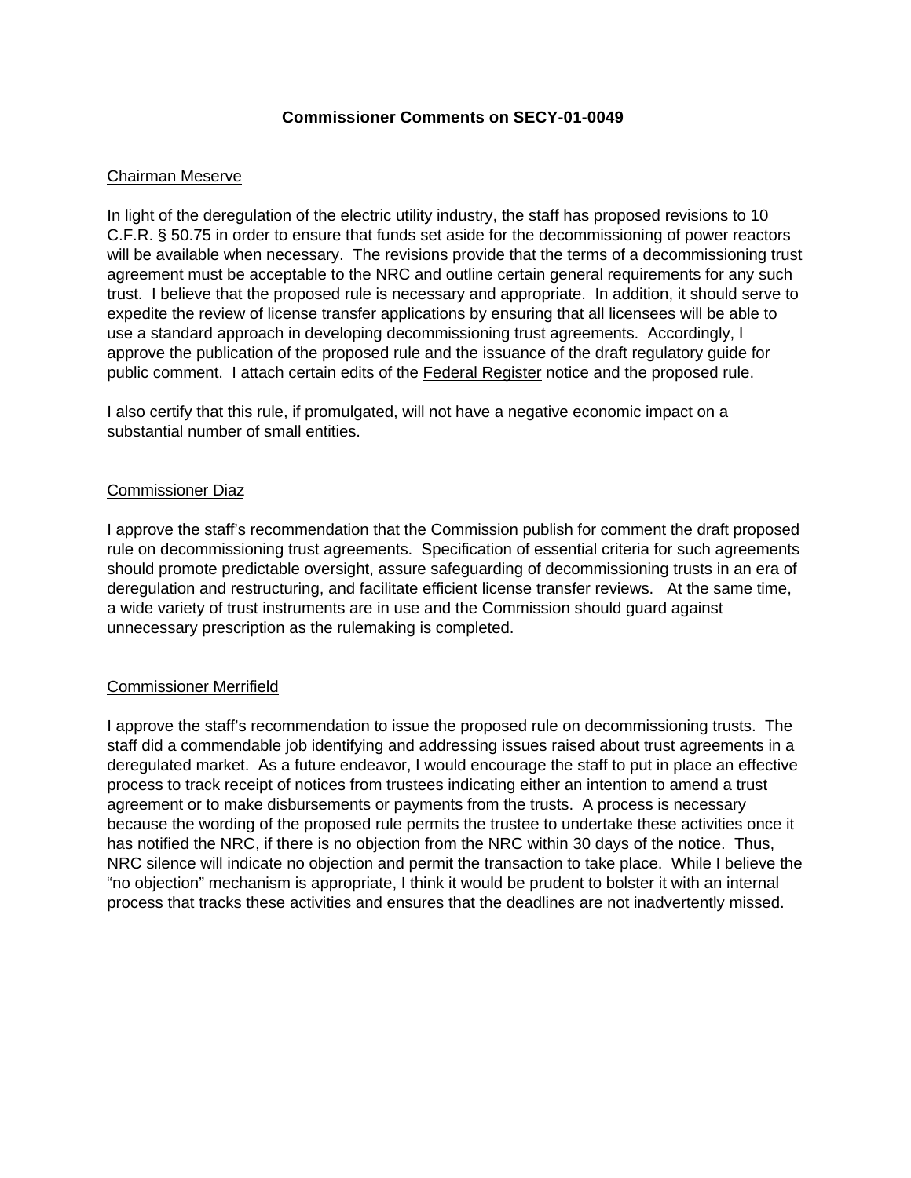**Commissioner Comments on SECY-01-0049**

Chairman Meserve

In light of the deregulation of the electric utility industry, the staff has proposed revisions to 10 C.F.R. § 50.75 in order to ensure that funds set aside for the decommissioning of power reactors will be available when necessary. The revisions provide that the terms of a decommissioning trust agreement must be acceptable to the NRC and outline certain general requirements for any such trust. I believe that the proposed rule is necessary and appropriate. In addition, it should serve to expedite the review of license transfer applications by ensuring that all licensees will be able to use a standard approach in developing decommissioning trust agreements. Accordingly, I approve the publication of the proposed rule and the issuance of the draft regulatory guide for public comment. I attach certain edits of the Federal Register notice and the proposed rule.

I also certify that this rule, if promulgated, will not have a negative economic impact on a substantial number of small entities.

Commissioner Diaz

I approve the staff's recommendation that the Commission publish for comment the draft proposed rule on decommissioning trust agreements. Specification of essential criteria for such agreements should promote predictable oversight, assure safeguarding of decommissioning trusts in an era of deregulation and restructuring, and facilitate efficient license transfer reviews. At the same time, a wide variety of trust instruments are in use and the Commission should guard against unnecessary prescription as the rulemaking is completed.

Commissioner Merrifield

I approve the staff's recommendation to issue the proposed rule on decommissioning trusts. The staff did a commendable job identifying and addressing issues raised about trust agreements in a deregulated market. As a future endeavor, I would encourage the staff to put in place an effective process to track receipt of notices from trustees indicating either an intention to amend a trust agreement or to make disbursements or payments from the trusts. A process is necessary because the wording of the proposed rule permits the trustee to undertake these activities once it has notified the NRC, if there is no objection from the NRC within 30 days of the notice. Thus, NRC silence will indicate no objection and permit the transaction to take place. While I believe the "no objection" mechanism is appropriate, I think it would be prudent to bolster it with an internal process that tracks these activities and ensures that the deadlines are not inadvertently missed.